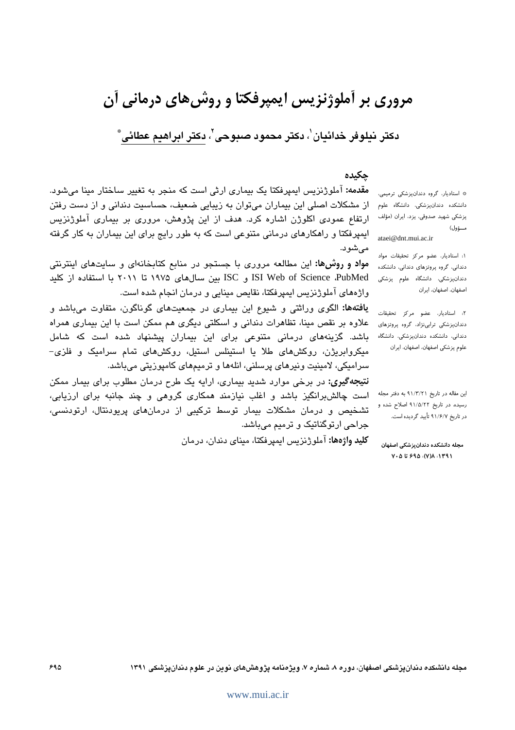# مروری بر آملوژنزیس ایمپرفکتا و روش‌های درمانی آن

**دکتر نیلوفر خدائیان[1]، دکتر محمود صبوحی[2]، دکتر ابراهیم عطائی[*]**

## چکیده

**مقدمه:** آملوژنزیس ایمپرفکتا یک بیماری ارثی است که منجر به تغییر ساختار مینا می‌شود. از مشکلات اصلی این بیماران می‌توان به زیبایی ضعیف، حساسیت دندانی و از دست رفتن ارتفاع عمودی اکلوژن اشاره کرد. هدف از این پژوهش، مروری بر بیماری آملوژنزیس ایمپرفکتا و راهکارهای درمانی متنوعی است که به طور رایج برای این بیماران به کار گرفته می‌شود.

**مواد و روش‌ها:** این مطالعه مروری با جستجو در منابع کتابخانه‌ای و سایت‌های اینترنتی PubMed، ISI Web of Science و ISC بین سال‌های ۱۹۷۵ تا ۲۰۱۱ با استفاده از کلید واژه‌های آملوژنزیس ایمپرفکتا، نقایص مینایی و درمان انجام شده است.

**یافته‌ها:** الگوی وراثتی و شیوع این بیماری در جمعیت‌های گوناگون، متفاوت می‌باشد و علاوه بر نقص مینا، تظاهرات دندانی و اسکلتی دیگری هم ممکن است با این بیماری همراه باشد. گزینه‌های درمانی متنوعی برای این بیماران پیشنهاد شده است که شامل میکروابریژن، روکش‌های طلا یا استینلس استیل، روکش‌های تمام سرامیک و فلزی-سرامیکی، لامینیت ونیرهای پرسلنی، انله‌ها و ترمیم‌های کامپوزیتی می‌باشد.

**نتیجه‌گیری:** در برخی موارد شدید بیماری، ارایه یک طرح درمان مطلوب برای بیمار ممکن است چالش‌برانگیز باشد و اغلب نیازمند همکاری گروهی و چند جانبه برای ارزیابی، تشخیص و درمان مشکلات بیمار توسط ترکیبی از درمان‌های پریودنتال، ارتودنسی، جراحی ارتوگناتیک و ترمیم می‌باشد.

**کلید واژه‌ها:** آملوژنزیس ایمپرفکتا، مینای دندان، درمان

---

[*] استادیار، گروه دندانپزشکی ترمیمی، دانشکده دندانپزشکی، دانشگاه علوم پزشکی شهید صدوقی، یزد، ایران (مؤلف مسؤول)
ataei@dnt.mui.ac.ir

[1]: استادیار، عضو مرکز تحقیقات مواد دندانی، گروه پروتزهای دندانی، دانشکده دندانپزشکی، دانشگاه علوم پزشکی اصفهان، اصفهان، ایران

[2]: استادیار، عضو مرکز تحقیقات دندانپزشکی ترابی‌نژاد، گروه پروتزهای دندانی، دانشکده دندانپزشکی، دانشگاه علوم پزشکی اصفهان، اصفهان، ایران

این مقاله در تاریخ ۹۱/۳/۲۱ به دفتر مجله رسیده، در تاریخ ۹۱/۵/۲۲ اصلاح شده و در تاریخ ۹۱/۶/۷ تأیید گردیده است.

**مجله دانشکده دندانپزشکی اصفهان**
۱۳۹۱؛ ۸(۷): ۶۹۵ تا ۷۰۵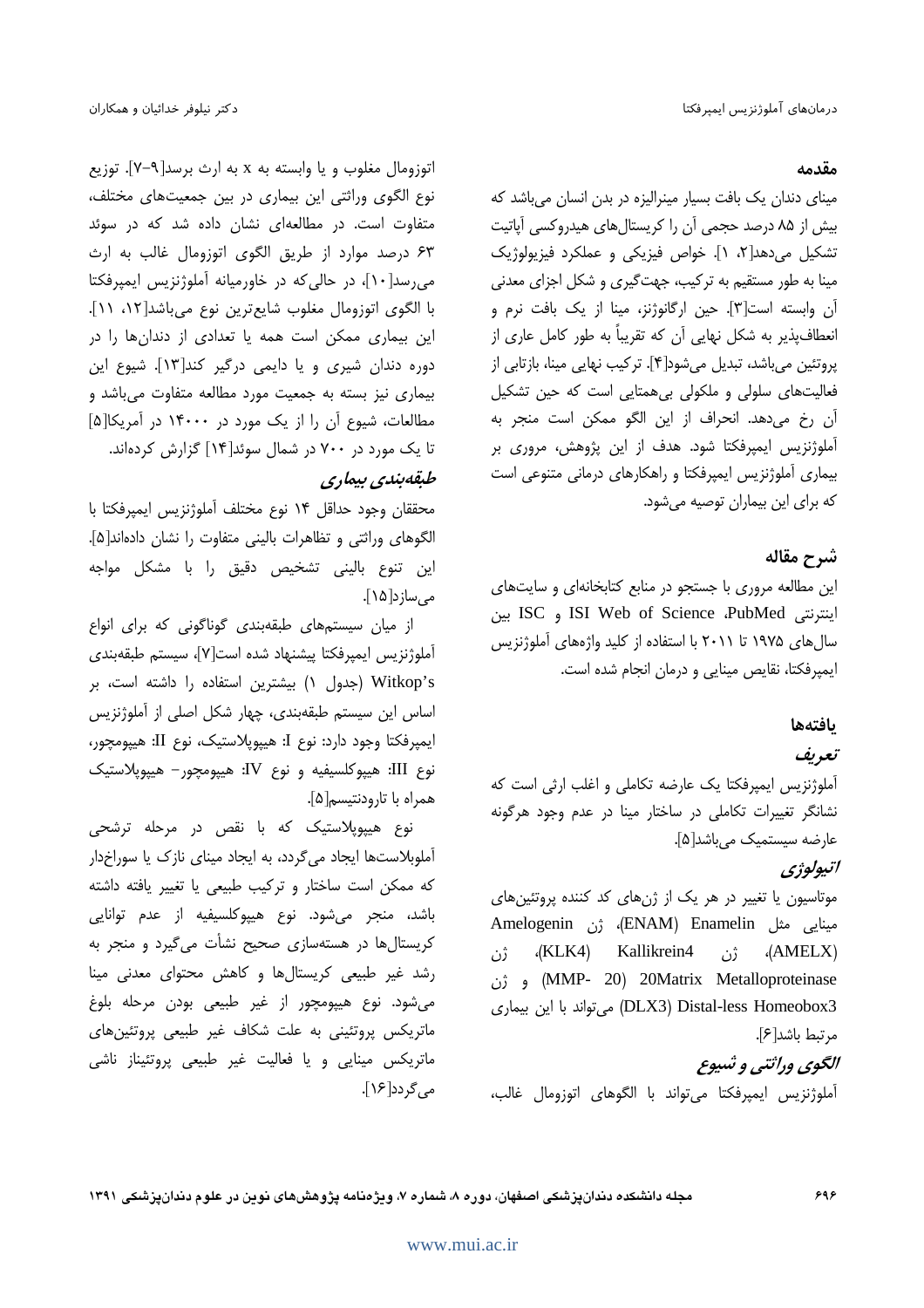## مقدمه

مینای دندان یک بافت بسیار مینرالیزه در بدن انسان می‌باشد که بیش از ۸۵ درصد حجمی آن را کریستال‌های هیدروکسی آپاتیت تشکیل می‌دهد[۲، ۱]. خواص فیزیکی و عملکرد فیزیولوژیک مینا به طور مستقیم به ترکیب، جهت‌گیری و شکل اجزای معدنی آن وابسته است[۳]. حین ارگانوژنز، مینا از یک بافت نرم و انعطاف‌پذیر به شکل نهایی آن که تقریباً به طور کامل عاری از پروتئین می‌باشد، تبدیل می‌شود[۴]. ترکیب نهایی مینا، بازتابی از فعالیت‌های سلولی و ملکولی بی‌همتایی است که حین تشکیل آن رخ می‌دهد. انحراف از این الگو ممکن است منجر به آملوژنزیس ایمپرفکتا شود. هدف از این پژوهش، مروری بر بیماری آملوژنزیس ایمپرفکتا و راهکارهای درمانی متنوعی است که برای این بیماران توصیه می‌شود.

## شرح مقاله

این مطالعه مروری با جستجو در منابع کتابخانه‌ای و سایت‌های اینترنتی PubMed، ISI Web of Science و ISC بین سال‌های ۱۹۷۵ تا ۲۰۱۱ با استفاده از کلید واژه‌های آملوژنزیس ایمپرفکتا، نقایص مینایی و درمان انجام شده است.

## یافته‌ها

### *تعریف*

آملوژنزیس ایمپرفکتا یک عارضه تکاملی و اغلب ارثی است که نشانگر تغییرات تکاملی در ساختار مینا در عدم وجود هرگونه عارضه سیستمیک می‌باشد[۵].

### *اتیولوژی*

موتاسیون یا تغییر در هر یک از ژن‌های کد کننده پروتئین‌های مینایی مثل Enamelin (ENAM)، ژن Amelogenin (AMELX)، ژن Kallikrein4 (KLK4)، ژن 20Matrix Metalloproteinase (MMP- 20) و ژن Distal-less Homeobox3 (DLX3) می‌تواند با این بیماری مرتبط باشد[۶].

### *الگوی وراثتی و شیوع*

آملوژنزیس ایمپرفکتا می‌تواند با الگوهای اتوزومال غالب، اتوزومال مغلوب و یا وابسته به x به ارث برسد[۹-۷]. توزیع نوع الگوی وراثتی این بیماری در بین جمعیت‌های مختلف، متفاوت است. در مطالعه‌ای نشان داده شد که در سوئد ۶۳ درصد موارد از طریق الگوی اتوزومال غالب به ارث می‌رسد[۱۰]، در حالی‌که در خاورمیانه آملوژنزیس ایمپرفکتا با الگوی اتوزومال مغلوب شایع‌ترین نوع می‌باشد[۱۲، ۱۱]. این بیماری ممکن است همه یا تعدادی از دندان‌ها را در دوره دندان شیری و یا دایمی درگیر کند[۱۳]. شیوع این بیماری نیز بسته به جمعیت مورد مطالعه متفاوت می‌باشد و مطالعات، شیوع آن را از یک مورد در ۱۴۰۰۰ در آمریکا[۵] تا یک مورد در ۷۰۰ در شمال سوئد[۱۴] گزارش کرده‌اند.

### *طبقه‌بندی بیماری*

محققان وجود حداقل ۱۴ نوع مختلف آملوژنزیس ایمپرفکتا با الگوهای وراثتی و تظاهرات بالینی متفاوت را نشان داده‌اند[۵]. این تنوع بالینی تشخیص دقیق را با مشکل مواجه می‌سازد[۱۵].

از میان سیستم‌های طبقه‌بندی گوناگونی که برای انواع آملوژنزیس ایمپرفکتا پیشنهاد شده است[۷]، سیستم طبقه‌بندی Witkop's (جدول ۱) بیشترین استفاده را داشته است، بر اساس این سیستم طبقه‌بندی، چهار شکل اصلی از آملوژنزیس ایمپرفکتا وجود دارد: نوع I: هیپوپلاستیک، نوع II: هیپومچور، نوع III: هیپوکلسیفیه و نوع IV: هیپومچور- هیپوپلاستیک همراه با تارودنتیسم[۵].

نوع هیپوپلاستیک که با نقص در مرحله ترشحی آملوبلاست‌ها ایجاد می‌گردد، به ایجاد مینای نازک یا سوراخ‌دار که ممکن است ساختار و ترکیب طبیعی یا تغییر یافته داشته باشد، منجر می‌شود. نوع هیپوکلسیفیه از عدم توانایی کریستال‌ها در هسته‌سازی صحیح نشأت می‌گیرد و منجر به رشد غیر طبیعی کریستال‌ها و کاهش محتوای معدنی مینا می‌شود. نوع هیپومچور از غیر طبیعی بودن مرحله بلوغ ماتریکس پروتئینی به علت شکاف غیر طبیعی پروتئین‌های ماتریکس مینایی و یا فعالیت غیر طبیعی پروتئیناز ناشی می‌گردد[۱۶].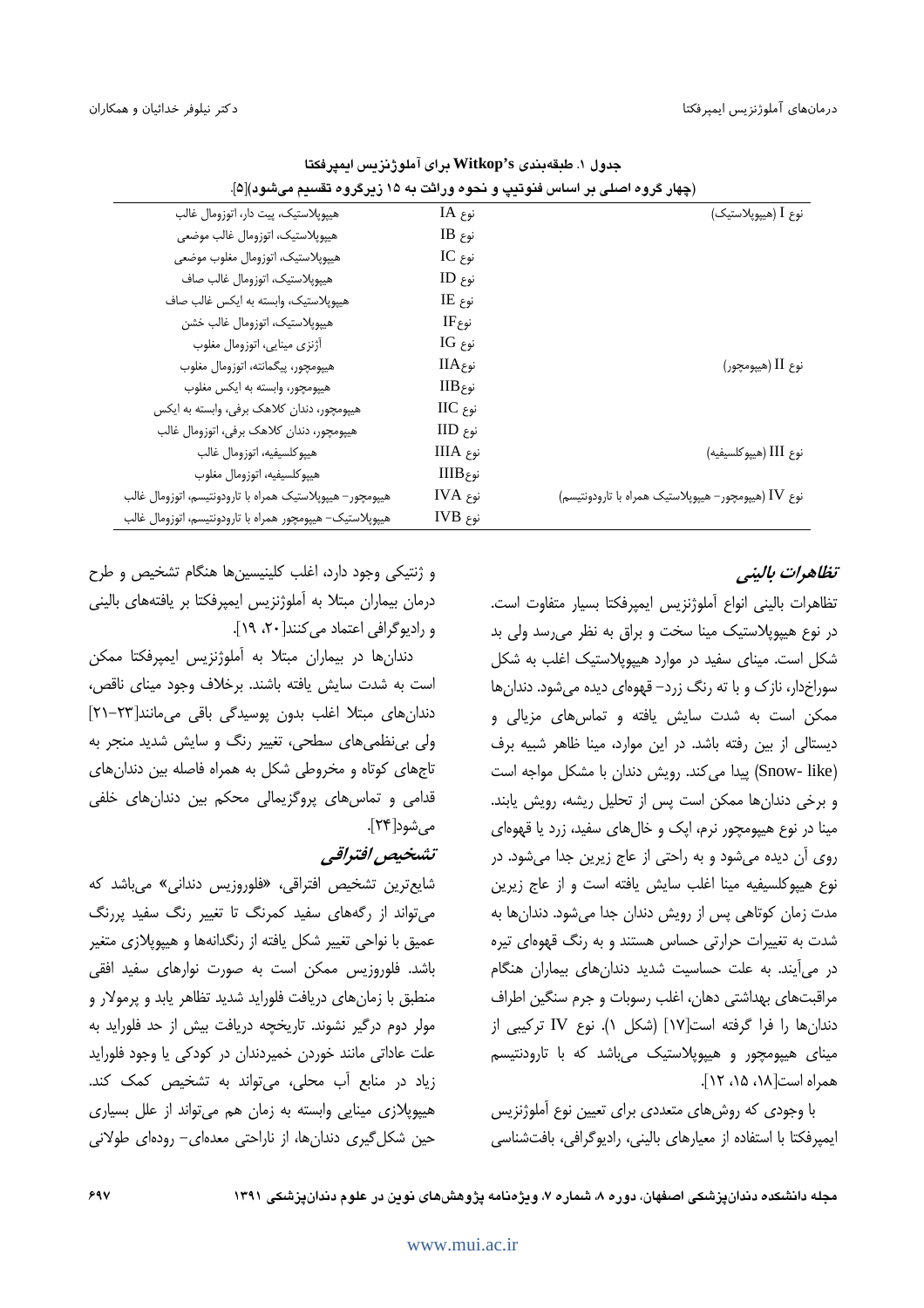**جدول ۱. طبقه‌بندی Witkop's برای آملوژنزیس ایمپرفکتا**
**(چهار گروه اصلی بر اساس فنوتیپ و نحوه وراثت به ۱۵ زیرگروه تقسیم می‌شود)[۵].**

| | | |
|---|---|---|
| نوع I (هیپوپلاستیک) | نوع IA | هیپوپلاستیک، پیت دار، اتوزومال غالب |
| | نوع IB | هیپوپلاستیک، اتوزومال غالب موضعی |
| | نوع IC | هیپوپلاستیک، اتوزومال مغلوب موضعی |
| | نوع ID | هیپوپلاستیک، اتوزومال غالب صاف |
| | نوع IE | هیپوپلاستیک، وابسته به ایکس غالب صاف |
| | نوع IF | هیپوپلاستیک، اتوزومال غالب خشن |
| | نوع IG | آژنزی مینایی، اتوزومال مغلوب |
| نوع II (هیپومچور) | نوع IIA | هیپومچور، پیگمانته، اتوزومال مغلوب |
| | نوع IIB | هیپومچور، وابسته به ایکس مغلوب |
| | نوع IIC | هیپومچور، دندان کلاهک برفی، وابسته به ایکس |
| | نوع IID | هیپومچور، دندان کلاهک برفی، اتوزومال غالب |
| نوع III (هیپوکلسیفیه) | نوع IIIA | هیپوکلسیفیه، اتوزومال غالب |
| | نوع IIIB | هیپوکلسیفیه، اتوزومال مغلوب |
| نوع IV (هیپومچور- هیپوپلاستیک همراه با تارودونتیسم) | نوع IVA | هیپومچور- هیپوپلاستیک همراه با تارودونتیسم، اتوزومال غالب |
| | نوع IVB | هیپوپلاستیک- هیپومچور همراه با تارودونتیسم، اتوزومال غالب |

### *تظاهرات بالینی*

تظاهرات بالینی انواع آملوژنزیس ایمپرفکتا بسیار متفاوت است. در نوع هیپوپلاستیک مینا سخت و براق به نظر می‌رسد ولی بد شکل است. مینای سفید در موارد هیپوپلاستیک اغلب به شکل سوراخ‌دار، نازک و با ته رنگ زرد- قهوه‌ای دیده می‌شود. دندان‌ها ممکن است به شدت سایش یافته و تماس‌های مزیالی و دیستالی از بین رفته باشد. در این موارد، مینا ظاهر شبیه برف (Snow- like) پیدا می‌کند. رویش دندان با مشکل مواجه است و برخی دندان‌ها ممکن است پس از تحلیل ریشه، رویش یابند. مینا در نوع هیپومچور نرم، اپک و خال‌های سفید، زرد یا قهوه‌ای روی آن دیده می‌شود و به راحتی از عاج زیرین جدا می‌شود. در نوع هیپوکلسیفیه مینا اغلب سایش یافته است و از عاج زیرین مدت زمان کوتاهی پس از رویش دندان جدا می‌شود. دندان‌ها به شدت به تغییرات حرارتی حساس هستند و به رنگ قهوه‌ای تیره در می‌آیند. به علت حساسیت شدید دندان‌های بیماران هنگام مراقبت‌های بهداشتی دهان، اغلب رسوبات و جرم سنگین اطراف دندان‌ها را فرا گرفته است[۱۷] (شکل ۱). نوع IV ترکیبی از مینای هیپومچور و هیپوپلاستیک می‌باشد که با تارودنتیسم همراه است[۱۸، ۱۵، ۱۲].

با وجودی که روش‌های متعددی برای تعیین نوع آملوژنزیس ایمپرفکتا با استفاده از معیارهای بالینی، رادیوگرافی، بافت‌شناسی و ژنتیکی وجود دارد، اغلب کلینیسین‌ها هنگام تشخیص و طرح درمان بیماران مبتلا به آملوژنزیس ایمپرفکتا بر یافته‌های بالینی و رادیوگرافی اعتماد می‌کنند[۲۰، ۱۹].

دندان‌ها در بیماران مبتلا به آملوژنزیس ایمپرفکتا ممکن است به شدت سایش یافته باشند. برخلاف وجود مینای ناقص، دندان‌های مبتلا اغلب بدون پوسیدگی باقی می‌مانند[۲۳-۲۱] ولی بی‌نظمی‌های سطحی، تغییر رنگ و سایش شدید منجر به تاج‌های کوتاه و مخروطی شکل به همراه فاصله بین دندان‌های قدامی و تماس‌های پروگزیمالی محکم بین دندان‌های خلفی می‌شود[۲۴].

### *تشخیص افتراقی*

شایع‌ترین تشخیص افتراقی، «فلوروزیس دندانی» می‌باشد که می‌تواند از رگه‌های سفید کمرنگ تا تغییر رنگ سفید پررنگ عمیق با نواحی تغییر شکل یافته از رنگدانه‌ها و هیپوپلازی متغیر باشد. فلوروزیس ممکن است به صورت نوارهای سفید افقی منطبق با زمان‌های دریافت فلوراید شدید تظاهر یابد و پرمولار و مولر دوم درگیر نشوند. تاریخچه دریافت بیش از حد فلوراید به علت عاداتی مانند خوردن خمیردندان در کودکی یا وجود فلوراید زیاد در منابع آب محلی، می‌تواند به تشخیص کمک کند. هیپوپلازی مینایی وابسته به زمان هم می‌تواند از علل بسیاری حین شکل‌گیری دندان‌ها، از ناراحتی معده‌ای- روده‌ای طولانی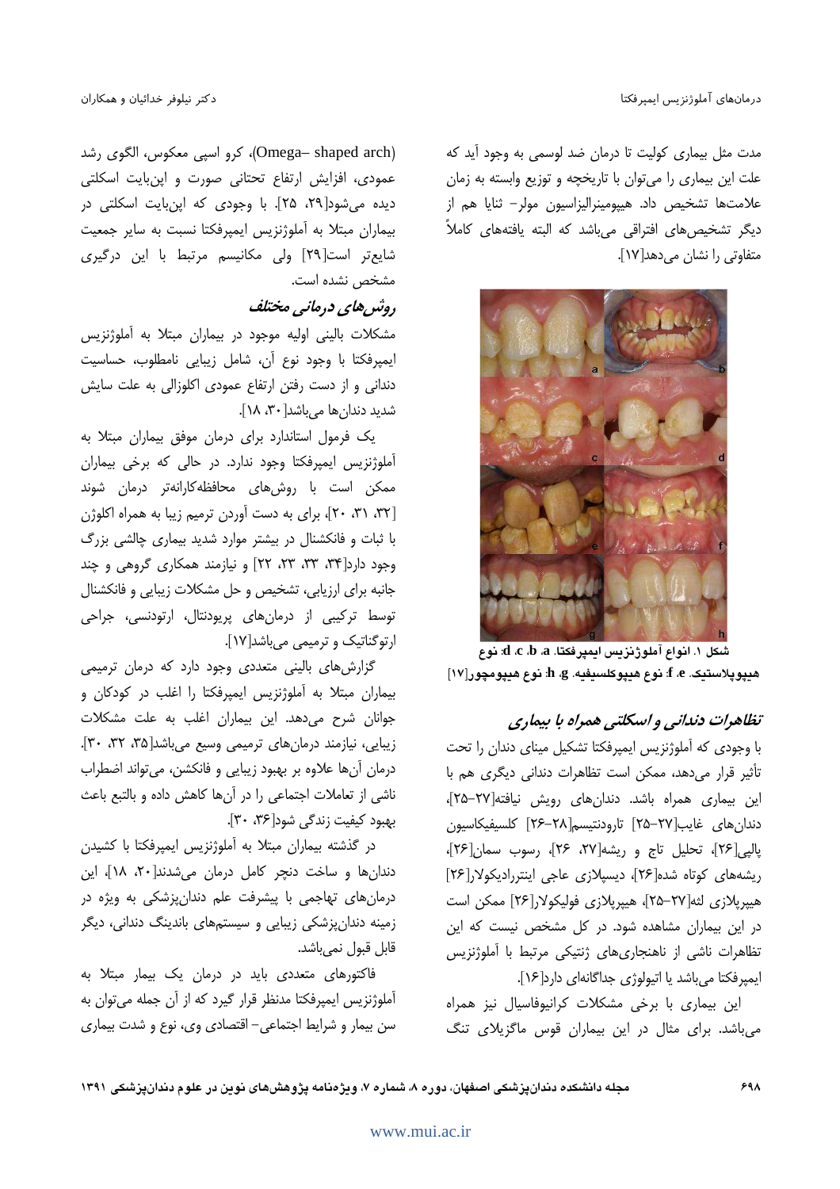مدت مثل بیماری کولیت تا درمان ضد لوسمی به وجود آید که علت این بیماری را می‌توان با تاریخچه و توزیع وابسته به زمان علامت‌ها تشخیص داد. هیپومینرالیزاسیون مولر- ثنایا هم از دیگر تشخیص‌های افتراقی می‌باشد که البته یافته‌های کاملاً متفاوتی را نشان می‌دهد[۱۷].

شکل ۱. انواع آملوژنزیس ایمپرفکتا. d ،c ،b ،a: نوع هیپوپلاستیک. f ،e: نوع هیپوکلسیفیه. h ،g: نوع هیپومچور[۱۷]

## تظاهرات دندانی و اسکلتی همراه با بیماری

با وجودی که آملوژنزیس ایمپرفکتا تشکیل مینای دندان را تحت تأثیر قرار می‌دهد، ممکن است تظاهرات دندانی دیگری هم با این بیماری همراه باشد. دندان‌های رویش نیافته[۲۷-۲۵]، دندان‌های غایب[۲۷-۲۵] تارودنتیسم[۲۸-۲۶] کلسیفیکاسیون پالپی[۲۶]، تحلیل تاج و ریشه[۲۷، ۲۶]، رسوب سمان[۲۶]، ریشه‌های کوتاه شده[۲۶]، دیسپلازی عاجی اینتررادیکولار[۲۶] هیپرپلازی لثه[۲۷-۲۵]، هیپرپلازی فولیکولار[۲۶] ممکن است در این بیماران مشاهده شود. در کل مشخص نیست که این تظاهرات ناشی از ناهنجاری‌های ژنتیکی مرتبط با آملوژنزیس ایمپرفکتا می‌باشد یا اتیولوژی جداگانه‌ای دارد[۱۶].

این بیماری با برخی مشکلات کرانیوفاسیال نیز همراه می‌باشد. برای مثال در این بیماران قوس ماگزیلای تنگ (Omega– shaped arch)، کرو اسپی معکوس، الگوی رشد عمودی، افزایش ارتفاع تحتانی صورت و اپن‌بایت اسکلتی دیده می‌شود[۲۹، ۲۵]. با وجودی که اپن‌بایت اسکلتی در بیماران مبتلا به آملوژنزیس ایمپرفکتا نسبت به سایر جمعیت شایع‌تر است[۲۹] ولی مکانیسم مرتبط با این درگیری مشخص نشده است.

## روش‌های درمانی مختلف

مشکلات بالینی اولیه موجود در بیماران مبتلا به آملوژنزیس ایمپرفکتا با وجود نوع آن، شامل زیبایی نامطلوب، حساسیت دندانی و از دست رفتن ارتفاع عمودی اکلوزالی به علت سایش شدید دندان‌ها می‌باشد[۳۰، ۱۸].

یک فرمول استاندارد برای درمان موفق بیماران مبتلا به آملوژنزیس ایمپرفکتا وجود ندارد. در حالی که برخی بیماران ممکن است با روش‌های محافظه‌کارانه‌تر درمان شوند [۳۲، ۳۱، ۲۰]، برای به دست آوردن ترمیم زیبا به همراه اکلوژن با ثبات و فانکشنال در بیشتر موارد شدید بیماری چالشی بزرگ وجود دارد[۳۴، ۳۳، ۲۳، ۲۲] و نیازمند همکاری گروهی و چند جانبه برای ارزیابی، تشخیص و حل مشکلات زیبایی و فانکشنال توسط ترکیبی از درمان‌های پریودنتال، ارتودنسی، جراحی ارتوگناتیک و ترمیمی می‌باشد[۱۷].

گزارش‌های بالینی متعددی وجود دارد که درمان ترمیمی بیماران مبتلا به آملوژنزیس ایمپرفکتا را اغلب در کودکان و جوانان شرح می‌دهد. این بیماران اغلب به علت مشکلات زیبایی، نیازمند درمان‌های ترمیمی وسیع می‌باشد[۳۵، ۳۲، ۳۰]. درمان آن‌ها علاوه بر بهبود زیبایی و فانکشن، می‌تواند اضطراب ناشی از تعاملات اجتماعی را در آن‌ها کاهش داده و بالتبع باعث بهبود کیفیت زندگی شود[۳۶، ۳۰].

در گذشته بیماران مبتلا به آملوژنزیس ایمپرفکتا با کشیدن دندان‌ها و ساخت دنچر کامل درمان می‌شدند[۲۰، ۱۸]، این درمان‌های تهاجمی با پیشرفت علم دندانپزشکی به ویژه در زمینه دندانپزشکی زیبایی و سیستم‌های باندینگ دندانی، دیگر قابل قبول نمی‌باشد.

فاکتورهای متعددی باید در درمان یک بیمار مبتلا به آملوژنزیس ایمپرفکتا مدنظر قرار گیرد که از آن جمله می‌توان به سن بیمار و شرایط اجتماعی- اقتصادی وی، نوع و شدت بیماری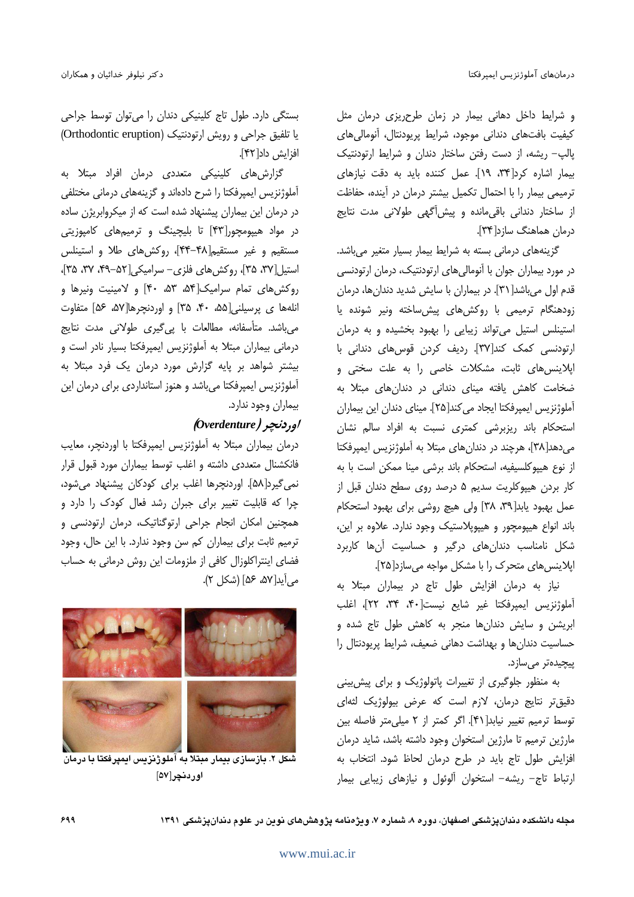و شرایط داخل دهانی بیمار در زمان طرح‌ریزی درمان مثل کیفیت بافت‌های دندانی موجود، شرایط پریودنتال، آنومالی‌های پالپ- ریشه، از دست رفتن ساختار دندان و شرایط ارتودنتیک بیمار اشاره کرد[۳۴، ۱۹]. عمل کننده باید به دقت نیازهای ترمیمی بیمار را با احتمال تکمیل بیشتر درمان در آینده، حفاظت از ساختار دندانی باقی‌مانده و پیش‌آگهی طولانی مدت نتایج درمان هماهنگ سازد[۳۴].

گزینه‌های درمانی بسته به شرایط بیمار بسیار متغیر می‌باشد. در مورد بیماران جوان با آنومالی‌های ارتودنتیک، درمان ارتودنسی قدم اول می‌باشد[۳۱]. در بیماران با سایش شدید دندان‌ها، درمان زودهنگام ترمیمی با روکش‌های پیش‌ساخته ونیر شونده یا استینلس استیل می‌تواند زیبایی را بهبود بخشیده و به درمان ارتودنسی کمک کند[۳۷]. ردیف کردن قوس‌های دندانی با اپلاینس‌های ثابت، مشکلات خاصی را به علت سختی و ضخامت کاهش یافته مینای دندانی در دندان‌های مبتلا به آملوژنزیس ایمپرفکتا ایجاد می‌کند[۲۵]. مینای دندان این بیماران استحکام باند ریزبرشی کمتری نسبت به افراد سالم نشان می‌دهد[۳۸]، هرچند در دندان‌های مبتلا به آملوژنزیس ایمپرفکتا از نوع هیپوکلسیفیه، استحکام باند برشی مینا ممکن است با به کار بردن هیپوکلریت سدیم ۵ درصد روی سطح دندان قبل از عمل بهبود یابد[۳۹، ۳۸] ولی هیچ روشی برای بهبود استحکام باند انواع هیپومچور و هیپوپلاستیک وجود ندارد. علاوه بر این، شکل نامناسب دندان‌های درگیر و حساسیت آن‌ها کاربرد اپلاینس‌های متحرک را با مشکل مواجه می‌سازد[۲۵].

نیاز به درمان افزایش طول تاج در بیماران مبتلا به آملوژنزیس ایمپرفکتا غیر شایع نیست[۴۰، ۳۴، ۲۲]، اغلب ابریشن و سایش دندان‌ها منجر به کاهش طول تاج شده و حساسیت دندان‌ها و بهداشت دهانی ضعیف، شرایط پریودنتال را پیچیده‌تر می‌سازد.

به منظور جلوگیری از تغییرات پاتولوژیک و برای پیش‌بینی دقیق‌تر نتایج درمان، لازم است که عرض بیولوژیک لثه‌ای توسط ترمیم تغییر نیابد[۴۱]. اگر کمتر از ۲ میلی‌متر فاصله بین مارژین ترمیم تا مارژین استخوان وجود داشته باشد، شاید درمان افزایش طول تاج باید در طرح درمان لحاظ شود. انتخاب به ارتباط تاج- ریشه- استخوان آلوئول و نیازهای زیبایی بیمار بستگی دارد. طول تاج کلینیکی دندان را می‌توان توسط جراحی یا تلفیق جراحی و رویش ارتودنتیک (Orthodontic eruption) افزایش داد[۴۲].

گزارش‌های کلینیکی متعددی درمان افراد مبتلا به آملوژنزیس ایمپرفکتا را شرح داده‌اند و گزینه‌های درمانی مختلفی در درمان این بیماران پیشنهاد شده است که از میکروابریژن ساده در مواد هیپومچور[۴۳] تا بلیچینگ و ترمیم‌های کامپوزیتی مستقیم و غیر مستقیم[۴۸-۴۴]، روکش‌های طلا و استینلس استیل[۳۷، ۳۵]، روکش‌های فلزی- سرامیکی[۵۲-۴۹، ۳۷، ۳۵]، روکش‌های تمام سرامیک[۵۴، ۵۳، ۴۰] و لامینیت ونیرها و انله‌ها ی پرسیلنی[۵۵، ۴۰، ۳۵] و اوردنچرها[۵۷، ۵۶] متفاوت می‌باشد. متأسفانه، مطالعات با پی‌گیری طولانی مدت نتایج درمانی بیماران مبتلا به آملوژنزیس ایمپرفکتا بسیار نادر است و بیشتر شواهد بر پایه گزارش مورد درمان یک فرد مبتلا به آملوژنزیس ایمپرفکتا می‌باشد و هنوز استانداردی برای درمان این بیماران وجود ندارد.

### *اوردنچر (Overdenture)*

درمان بیماران مبتلا به آملوژنزیس ایمپرفکتا با اوردنچر، معایب فانکشنال متعددی داشته و اغلب توسط بیماران مورد قبول قرار نمی‌گیرد[۵۸]. اوردنچرها اغلب برای کودکان پیشنهاد می‌شود، چرا که قابلیت تغییر برای جبران رشد فعال کودک را دارد و همچنین امکان انجام جراحی ارتوگناتیک، درمان ارتودنسی و ترمیم ثابت برای بیماران کم سن وجود ندارد. با این حال، وجود فضای اینتراکلوزال کافی از ملزومات این روش درمانی به حساب می‌آید[۵۷، ۵۶] (شکل ۲).

**شکل ۲. بازسازی بیمار مبتلا به آملوژنزیس ایمپرفکتا با درمان اوردنچر[۵۷]**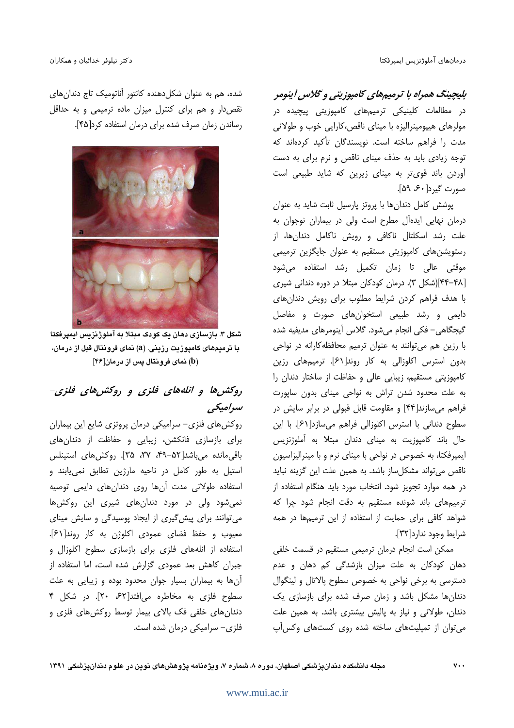### بليچينگ همراه با ترميم‌های کامپوزيتی و گلاس آينومر

در مطالعات کلينيکی ترميمهای کامپوزيتی پيچيده در مولرهای هيپومينراليزه با مينای ناقص،کارايی خوب و طولانی مدت را فراهم ساخته است. نويسندگان تأکيد کرده‌اند که توجه زيادی بايد به حذف مينای ناقص و نرم برای به دست آوردن باند قوی‌تر به مينای زيرين که شايد طبيعی است صورت گيرد[۶۰، ۵۹].

پوشش کامل دندان‌ها با پروتز پارسيل ثابت شايد به عنوان درمان نهايی ايده‌آل مطرح است ولی در بيماران نوجوان به علت رشد اسکلتال ناکافی و رويش ناکامل دندان‌ها، از رستويشن‌های کامپوزيتی مستقيم به عنوان جايگزين ترميمی موقتی عالی تا زمان تکميل رشد استفاده می‌شود [۴۸-۴۴](شکل ۳). درمان کودکان مبتلا در دوره دندانی شيری با هدف فراهم کردن شرايط مطلوب برای رويش دندان‌های دايمی و رشد طبيعی استخوان‌های صورت و مفاصل گيجگاهی- فکی انجام می‌شود. گلاس آينومرهای مديفيه شده با رزين هم می‌توانند به عنوان ترميم محافظه‌کارانه در نواحی بدون استرس اکلوزالی به کار روند[۶۱]. ترميمهای رزين کامپوزيتی مستقيم، زيبايی عالی و حفاظت از ساختار دندان را به علت محدود شدن تراش به نواحی مينای بدون ساپورت فراهم می‌سازند[۴۴] و مقاومت قابل قبولی در برابر سايش در سطوح دندانی با استرس اکلوزالی فراهم می‌سازد[۶۱]. با اين حال باند کامپوزيت به مينای دندان مبتلا به آملوژنزيس ايمپرفکتا، به خصوص در نواحی با مينای نرم و با مينراليزاسيون ناقص می‌تواند مشکل‌ساز باشد. به همين علت اين گزينه نبايد در همه موارد تجويز شود. انتخاب مورد بايد هنگام استفاده از ترميمهای باند شونده مستقيم به دقت انجام شود چرا که شواهد کافی برای حمايت از استفاده از اين ترميمها در همه شرايط وجود ندارد[۳۲].

ممکن است انجام درمان ترميمی مستقيم در قسمت خلفی دهان کودکان به علت ميزان بازشدگی کم دهان و عدم دسترسی به برخی نواحی به خصوص سطوح پالاتال و لينگوال دندان‌ها مشکل باشد و زمان صرف شده برای بازسازی يک دندان، طولانی و نياز به پاليش بيشتری باشد. به همين علت می‌توان از تمپليت‌های ساخته شده روی کست‌های وکس‌آپ شده، هم به عنوان شکل‌دهنده کانتور آناتوميک تاج دندان‌های نقص‌دار و هم برای کنترل ميزان ماده ترميمی و به حداقل رساندن زمان صرف شده برای درمان استفاده کرد[۴۵].

شکل ۳. بازسازی دهان يک کودک مبتلا به آملوژنزيس ايمپرفکتا با ترميمهای کامپوزيت رزينی. (a) نمای فرونتال قبل از درمان، (b) نمای فرونتال پس از درمان[۴۶]

### روکش‌ها و انله‌های فلزی و روکش‌های فلزی- سراميکی

روکش‌های فلزی- سراميکی درمان پروتزی شايع اين بيماران برای بازسازی فانکشن، زيبايی و حفاظت از دندان‌های باقی‌مانده می‌باشد[۵۲-۴۹، ۳۷، ۳۵]. روکش‌های استينلس استيل به طور کامل در ناحيه مارژين تطابق نمی‌يابند و استفاده طولانی مدت آن‌ها روی دندان‌های دايمی توصيه نمی‌شود ولی در مورد دندان‌های شيری اين روکش‌ها می‌توانند برای پيش‌گيری از ايجاد پوسيدگی و سايش مينای معيوب و حفظ فضای عمودی اکلوژن به کار روند[۶۱]. استفاده از انله‌های فلزی برای بازسازی سطوح اکلوزال و جبران کاهش بعد عمودی گزارش شده است، اما استفاده از آن‌ها به بيماران بسيار جوان محدود بوده و زيبايی به علت سطوح فلزی به مخاطره می‌افتد[۶۲، ۲۰]. در شکل ۴ دندان‌های خلفی فک بالای بيمار توسط روکش‌های فلزی و فلزی- سراميکی درمان شده است.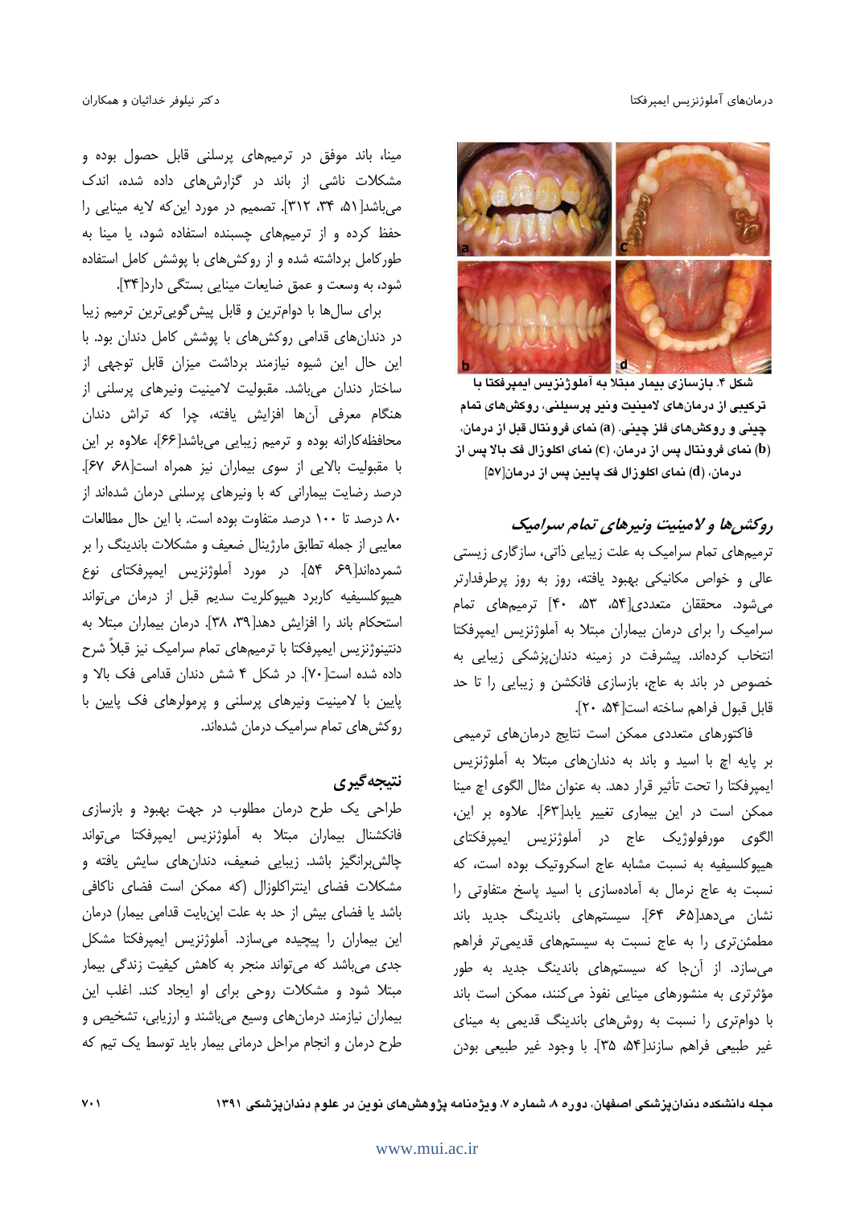شکل ۴. بازسازی بیمار مبتلا به آملوژنزیس ایمپرفکتا با ترکیبی از درمان‌های لامینیت ونیر پرسیلنی، روکش‌های تمام چینی و روکش‌های فلز چینی. (a) نمای فرونتال قبل از درمان، (b) نمای فرونتال پس از درمان، (c) نمای اکلوزال فک بالا پس از درمان، (d) نمای اکلوزال فک پایین پس از درمان[۵۷]

### روکش‌ها و لامینیت ونیرهای تمام سرامیک

ترمیم‌های تمام سرامیک به علت زیبایی ذاتی، سازگاری زیستی عالی و خواص مکانیکی بهبود یافته، روز به روز پرطرفدارتر می‌شود. محققان متعددی[۵۴، ۵۳، ۴۰] ترمیم‌های تمام سرامیک را برای درمان بیماران مبتلا به آملوژنزیس ایمپرفکتا انتخاب کرده‌اند. پیشرفت در زمینه دندان‌پزشکی زیبایی به خصوص در باند به عاج، بازسازی فانکشن و زیبایی را تا حد قابل قبول فراهم ساخته است[۵۴، ۲۰].

فاکتورهای متعددی ممکن است نتایج درمان‌های ترمیمی بر پایه اچ با اسید و باند به دندان‌های مبتلا به آملوژنزیس ایمپرفکتا را تحت تأثیر قرار دهد. به عنوان مثال الگوی اچ مینا ممکن است در این بیماری تغییر یابد[۶۳]. علاوه بر این، الگوی مورفولوژیک عاج در آملوژنزیس ایمپرفکتای هیپوکلسیفیه به نسبت مشابه عاج اسکروتیک بوده است، که نسبت به عاج نرمال به آماده‌سازی با اسید پاسخ متفاوتی را نشان می‌دهد[۶۵، ۶۴]. سیستم‌های باندینگ جدید باند مطمئن‌تری را به عاج نسبت به سیستم‌های قدیمی‌تر فراهم می‌سازد. از آن‌جا که سیستم‌های باندینگ جدید به طور مؤثرتری به منشورهای مینایی نفوذ می‌کنند، ممکن است باند با دوام‌تری را نسبت به روش‌های باندینگ قدیمی به مینای غیر طبیعی فراهم سازند[۵۴، ۳۵]. با وجود غیر طبیعی بودن مینا، باند موفق در ترمیم‌های پرسلنی قابل حصول بوده و مشکلات ناشی از باند در گزارش‌های داده شده، اندک می‌باشد[۵۱، ۳۴، ۳۱۲]. تصمیم در مورد این‌که لایه مینایی را حفظ کرده و از ترمیم‌های چسبنده استفاده شود، یا مینا به طورکامل برداشته شده و از روکش‌های با پوشش کامل استفاده شود، به وسعت و عمق ضایعات مینایی بستگی دارد[۳۴].

برای سال‌ها با دوام‌ترین و قابل پیش‌گویی‌ترین ترمیم زیبا در دندان‌های قدامی روکش‌های با پوشش کامل دندان بود. با این حال این شیوه نیازمند برداشت میزان قابل توجهی از ساختار دندان می‌باشد. مقبولیت لامینیت ونیرهای پرسلنی از هنگام معرفی آن‌ها افزایش یافته، چرا که تراش دندان محافظه‌کارانه بوده و ترمیم زیبایی می‌باشد[۶۶]، علاوه بر این با مقبولیت بالایی از سوی بیماران نیز همراه است[۶۸، ۶۷]. درصد رضایت بیمارانی که با ونیرهای پرسلنی درمان شده‌اند از ۸۰ درصد تا ۱۰۰ درصد متفاوت بوده است. با این حال مطالعات معایبی از جمله تطابق مارژینال ضعیف و مشکلات باندینگ را بر شمرده‌اند[۶۹، ۵۴]. در مورد آملوژنزیس ایمپرفکتای نوع هیپوکلسیفیه کاربرد هیپوکلریت سدیم قبل از درمان می‌تواند استحکام باند را افزایش دهد[۳۹، ۳۸]. درمان بیماران مبتلا به دنتینوژنزیس ایمپرفکتا با ترمیم‌های تمام سرامیک نیز قبلاً شرح داده شده است[۷۰]. در شکل ۴ شش دندان قدامی فک بالا و پایین با لامینیت ونیرهای پرسلنی و پرمولرهای فک پایین با روکش‌های تمام سرامیک درمان شده‌اند.

## نتیجه‌گیری

طراحی یک طرح درمان مطلوب در جهت بهبود و بازسازی فانکشنال بیماران مبتلا به آملوژنزیس ایمپرفکتا می‌تواند چالش‌برانگیز باشد. زیبایی ضعیف، دندان‌های سایش یافته و مشکلات فضای اینتراکلوزال (که ممکن است فضای ناکافی باشد یا فضای بیش از حد به علت اپن‌بایت قدامی بیمار) درمان این بیماران را پیچیده می‌سازد. آملوژنزیس ایمپرفکتا مشکل جدی می‌باشد که می‌تواند منجر به کاهش کیفیت زندگی بیمار مبتلا شود و مشکلات روحی برای او ایجاد کند. اغلب این بیماران نیازمند درمان‌های وسیع می‌باشند و ارزیابی، تشخیص و طرح درمان و انجام مراحل درمانی بیمار باید توسط یک تیم که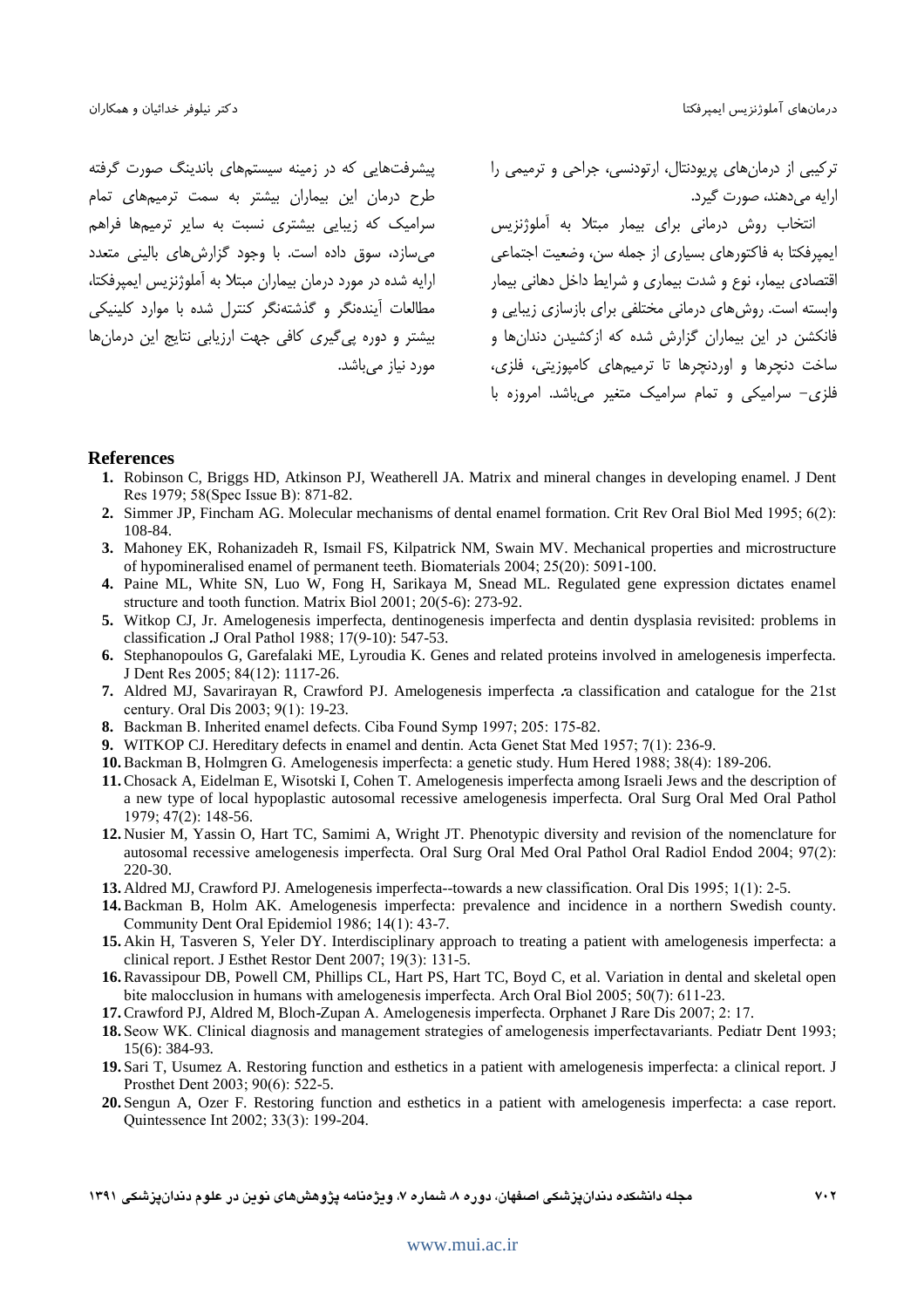ترکیبی از درمان‌های پریودنتال، ارتودنسی، جراحی و ترمیمی را ارایه می‌دهند، صورت گیرد.

انتخاب روش درمانی برای بیمار مبتلا به آملوژنزیس ایمپرفکتا به فاکتورهای بسیاری از جمله سن، وضعیت اجتماعی اقتصادی بیمار، نوع و شدت بیماری و شرایط داخل دهانی بیمار وابسته است. روش‌های درمانی مختلفی برای بازسازی زیبایی و فانکشن در این بیماران گزارش شده که ازکشیدن دندان‌ها و ساخت دنچرها و اوردنچرها تا ترمیم‌های کامپوزیتی، فلزی، فلزی- سرامیکی و تمام سرامیک متغیر می‌باشد. امروزه با پیشرفت‌هایی که در زمینه سیستم‌های باندینگ صورت گرفته طرح درمان این بیماران بیشتر به سمت ترمیم‌های تمام سرامیک که زیبایی بیشتری نسبت به سایر ترمیم‌ها فراهم می‌سازد، سوق داده است. با وجود گزارش‌های بالینی متعدد ارایه شده در مورد درمان بیماران مبتلا به آملوژنزیس ایمپرفکتا، مطالعات آینده‌نگر و گذشته‌نگر کنترل شده با موارد کلینیکی بیشتر و دوره پی‌گیری کافی جهت ارزیابی نتایج این درمان‌ها مورد نیاز می‌باشد.

## References

1. Robinson C, Briggs HD, Atkinson PJ, Weatherell JA. Matrix and mineral changes in developing enamel. J Dent Res 1979; 58(Spec Issue B): 871-82.
2. Simmer JP, Fincham AG. Molecular mechanisms of dental enamel formation. Crit Rev Oral Biol Med 1995; 6(2): 108-84.
3. Mahoney EK, Rohanizadeh R, Ismail FS, Kilpatrick NM, Swain MV. Mechanical properties and microstructure of hypomineralised enamel of permanent teeth. Biomaterials 2004; 25(20): 5091-100.
4. Paine ML, White SN, Luo W, Fong H, Sarikaya M, Snead ML. Regulated gene expression dictates enamel structure and tooth function. Matrix Biol 2001; 20(5-6): 273-92.
5. Witkop CJ, Jr. Amelogenesis imperfecta, dentinogenesis imperfecta and dentin dysplasia revisited: problems in classification .J Oral Pathol 1988; 17(9-10): 547-53.
6. Stephanopoulos G, Garefalaki ME, Lyroudia K. Genes and related proteins involved in amelogenesis imperfecta. J Dent Res 2005; 84(12): 1117-26.
7. Aldred MJ, Savarirayan R, Crawford PJ. Amelogenesis imperfecta :a classification and catalogue for the 21st century. Oral Dis 2003; 9(1): 19-23.
8. Backman B. Inherited enamel defects. Ciba Found Symp 1997; 205: 175-82.
9. WITKOP CJ. Hereditary defects in enamel and dentin. Acta Genet Stat Med 1957; 7(1): 236-9.
10. Backman B, Holmgren G. Amelogenesis imperfecta: a genetic study. Hum Hered 1988; 38(4): 189-206.
11. Chosack A, Eidelman E, Wisotski I, Cohen T. Amelogenesis imperfecta among Israeli Jews and the description of a new type of local hypoplastic autosomal recessive amelogenesis imperfecta. Oral Surg Oral Med Oral Pathol 1979; 47(2): 148-56.
12. Nusier M, Yassin O, Hart TC, Samimi A, Wright JT. Phenotypic diversity and revision of the nomenclature for autosomal recessive amelogenesis imperfecta. Oral Surg Oral Med Oral Pathol Oral Radiol Endod 2004; 97(2): 220-30.
13. Aldred MJ, Crawford PJ. Amelogenesis imperfecta--towards a new classification. Oral Dis 1995; 1(1): 2-5.
14. Backman B, Holm AK. Amelogenesis imperfecta: prevalence and incidence in a northern Swedish county. Community Dent Oral Epidemiol 1986; 14(1): 43-7.
15. Akin H, Tasveren S, Yeler DY. Interdisciplinary approach to treating a patient with amelogenesis imperfecta: a clinical report. J Esthet Restor Dent 2007; 19(3): 131-5.
16. Ravassipour DB, Powell CM, Phillips CL, Hart PS, Hart TC, Boyd C, et al. Variation in dental and skeletal open bite malocclusion in humans with amelogenesis imperfecta. Arch Oral Biol 2005; 50(7): 611-23.
17. Crawford PJ, Aldred M, Bloch-Zupan A. Amelogenesis imperfecta. Orphanet J Rare Dis 2007; 2: 17.
18. Seow WK. Clinical diagnosis and management strategies of amelogenesis imperfectavariants. Pediatr Dent 1993; 15(6): 384-93.
19. Sari T, Usumez A. Restoring function and esthetics in a patient with amelogenesis imperfecta: a clinical report. J Prosthet Dent 2003; 90(6): 522-5.
20. Sengun A, Ozer F. Restoring function and esthetics in a patient with amelogenesis imperfecta: a case report. Quintessence Int 2002; 33(3): 199-204.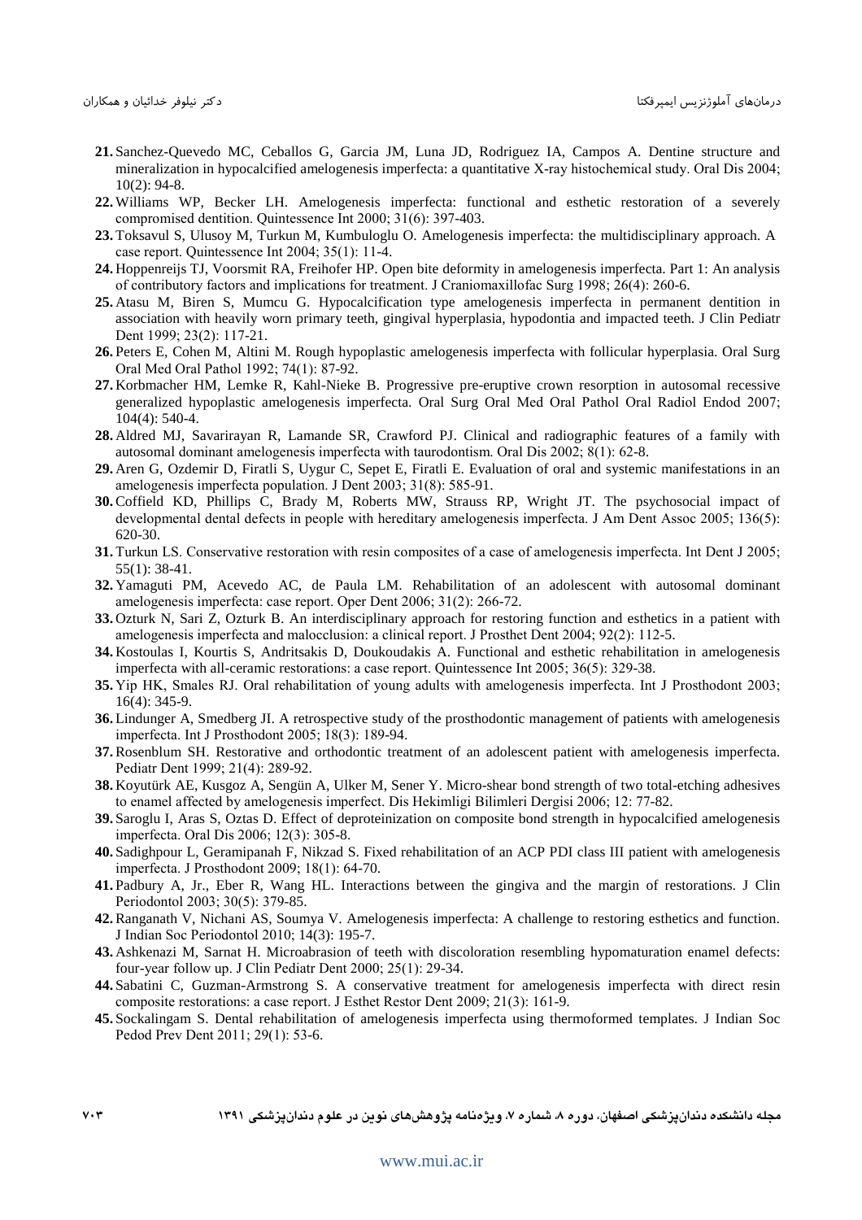21. Sanchez-Quevedo MC, Ceballos G, Garcia JM, Luna JD, Rodriguez IA, Campos A. Dentine structure and mineralization in hypocalcified amelogenesis imperfecta: a quantitative X-ray histochemical study. Oral Dis 2004; 10(2): 94-8.
22. Williams WP, Becker LH. Amelogenesis imperfecta: functional and esthetic restoration of a severely compromised dentition. Quintessence Int 2000; 31(6): 397-403.
23. Toksavul S, Ulusoy M, Turkun M, Kumbuloglu O. Amelogenesis imperfecta: the multidisciplinary approach. A case report. Quintessence Int 2004; 35(1): 11-4.
24. Hoppenreijs TJ, Voorsmit RA, Freihofer HP. Open bite deformity in amelogenesis imperfecta. Part 1: An analysis of contributory factors and implications for treatment. J Craniomaxillofac Surg 1998; 26(4): 260-6.
25. Atasu M, Biren S, Mumcu G. Hypocalcification type amelogenesis imperfecta in permanent dentition in association with heavily worn primary teeth, gingival hyperplasia, hypodontia and impacted teeth. J Clin Pediatr Dent 1999; 23(2): 117-21.
26. Peters E, Cohen M, Altini M. Rough hypoplastic amelogenesis imperfecta with follicular hyperplasia. Oral Surg Oral Med Oral Pathol 1992; 74(1): 87-92.
27. Korbmacher HM, Lemke R, Kahl-Nieke B. Progressive pre-eruptive crown resorption in autosomal recessive generalized hypoplastic amelogenesis imperfecta. Oral Surg Oral Med Oral Pathol Oral Radiol Endod 2007; 104(4): 540-4.
28. Aldred MJ, Savarirayan R, Lamande SR, Crawford PJ. Clinical and radiographic features of a family with autosomal dominant amelogenesis imperfecta with taurodontism. Oral Dis 2002; 8(1): 62-8.
29. Aren G, Ozdemir D, Firatli S, Uygur C, Sepet E, Firatli E. Evaluation of oral and systemic manifestations in an amelogenesis imperfecta population. J Dent 2003; 31(8): 585-91.
30. Coffield KD, Phillips C, Brady M, Roberts MW, Strauss RP, Wright JT. The psychosocial impact of developmental dental defects in people with hereditary amelogenesis imperfecta. J Am Dent Assoc 2005; 136(5): 620-30.
31. Turkun LS. Conservative restoration with resin composites of a case of amelogenesis imperfecta. Int Dent J 2005; 55(1): 38-41.
32. Yamaguti PM, Acevedo AC, de Paula LM. Rehabilitation of an adolescent with autosomal dominant amelogenesis imperfecta: case report. Oper Dent 2006; 31(2): 266-72.
33. Ozturk N, Sari Z, Ozturk B. An interdisciplinary approach for restoring function and esthetics in a patient with amelogenesis imperfecta and malocclusion: a clinical report. J Prosthet Dent 2004; 92(2): 112-5.
34. Kostoulas I, Kourtis S, Andritsakis D, Doukoudakis A. Functional and esthetic rehabilitation in amelogenesis imperfecta with all-ceramic restorations: a case report. Quintessence Int 2005; 36(5): 329-38.
35. Yip HK, Smales RJ. Oral rehabilitation of young adults with amelogenesis imperfecta. Int J Prosthodont 2003; 16(4): 345-9.
36. Lindunger A, Smedberg JI. A retrospective study of the prosthodontic management of patients with amelogenesis imperfecta. Int J Prosthodont 2005; 18(3): 189-94.
37. Rosenblum SH. Restorative and orthodontic treatment of an adolescent patient with amelogenesis imperfecta. Pediatr Dent 1999; 21(4): 289-92.
38. Koyutürk AE, Kusgoz A, Sengün A, Ulker M, Sener Y. Micro-shear bond strength of two total-etching adhesives to enamel affected by amelogenesis imperfect. Dis Hekimligi Bilimleri Dergisi 2006; 12: 77-82.
39. Saroglu I, Aras S, Oztas D. Effect of deproteinization on composite bond strength in hypocalcified amelogenesis imperfecta. Oral Dis 2006; 12(3): 305-8.
40. Sadighpour L, Geramipanah F, Nikzad S. Fixed rehabilitation of an ACP PDI class III patient with amelogenesis imperfecta. J Prosthodont 2009; 18(1): 64-70.
41. Padbury A, Jr., Eber R, Wang HL. Interactions between the gingiva and the margin of restorations. J Clin Periodontol 2003; 30(5): 379-85.
42. Ranganath V, Nichani AS, Soumya V. Amelogenesis imperfecta: A challenge to restoring esthetics and function. J Indian Soc Periodontol 2010; 14(3): 195-7.
43. Ashkenazi M, Sarnat H. Microabrasion of teeth with discoloration resembling hypomaturation enamel defects: four-year follow up. J Clin Pediatr Dent 2000; 25(1): 29-34.
44. Sabatini C, Guzman-Armstrong S. A conservative treatment for amelogenesis imperfecta with direct resin composite restorations: a case report. J Esthet Restor Dent 2009; 21(3): 161-9.
45. Sockalingam S. Dental rehabilitation of amelogenesis imperfecta using thermoformed templates. J Indian Soc Pedod Prev Dent 2011; 29(1): 53-6.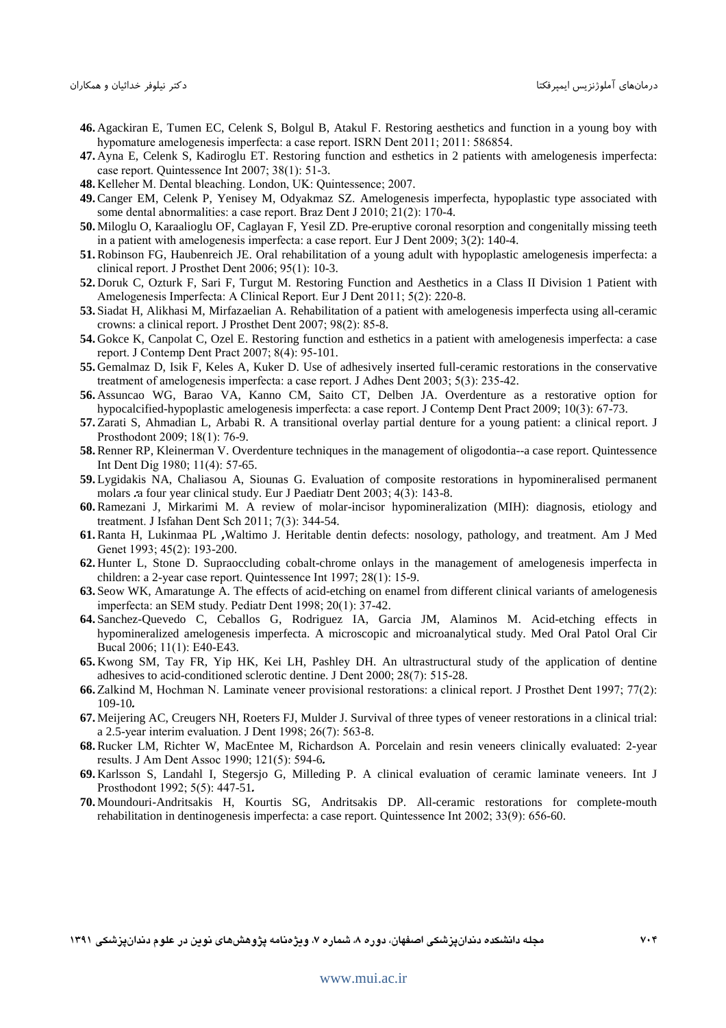46. Agackiran E, Tumen EC, Celenk S, Bolgul B, Atakul F. Restoring aesthetics and function in a young boy with hypomature amelogenesis imperfecta: a case report. ISRN Dent 2011; 2011: 586854.
47. Ayna E, Celenk S, Kadiroglu ET. Restoring function and esthetics in 2 patients with amelogenesis imperfecta: case report. Quintessence Int 2007; 38(1): 51-3.
48. Kelleher M. Dental bleaching. London, UK: Quintessence; 2007.
49. Canger EM, Celenk P, Yenisey M, Odyakmaz SZ. Amelogenesis imperfecta, hypoplastic type associated with some dental abnormalities: a case report. Braz Dent J 2010; 21(2): 170-4.
50. Miloglu O, Karaalioglu OF, Caglayan F, Yesil ZD. Pre-eruptive coronal resorption and congenitally missing teeth in a patient with amelogenesis imperfecta: a case report. Eur J Dent 2009; 3(2): 140-4.
51. Robinson FG, Haubenreich JE. Oral rehabilitation of a young adult with hypoplastic amelogenesis imperfecta: a clinical report. J Prosthet Dent 2006; 95(1): 10-3.
52. Doruk C, Ozturk F, Sari F, Turgut M. Restoring Function and Aesthetics in a Class II Division 1 Patient with Amelogenesis Imperfecta: A Clinical Report. Eur J Dent 2011; 5(2): 220-8.
53. Siadat H, Alikhasi M, Mirfazaelian A. Rehabilitation of a patient with amelogenesis imperfecta using all-ceramic crowns: a clinical report. J Prosthet Dent 2007; 98(2): 85-8.
54. Gokce K, Canpolat C, Ozel E. Restoring function and esthetics in a patient with amelogenesis imperfecta: a case report. J Contemp Dent Pract 2007; 8(4): 95-101.
55. Gemalmaz D, Isik F, Keles A, Kuker D. Use of adhesively inserted full-ceramic restorations in the conservative treatment of amelogenesis imperfecta: a case report. J Adhes Dent 2003; 5(3): 235-42.
56. Assuncao WG, Barao VA, Kanno CM, Saito CT, Delben JA. Overdenture as a restorative option for hypocalcified-hypoplastic amelogenesis imperfecta: a case report. J Contemp Dent Pract 2009; 10(3): 67-73.
57. Zarati S, Ahmadian L, Arbabi R. A transitional overlay partial denture for a young patient: a clinical report. J Prosthodont 2009; 18(1): 76-9.
58. Renner RP, Kleinerman V. Overdenture techniques in the management of oligodontia--a case report. Quintessence Int Dent Dig 1980; 11(4): 57-65.
59. Lygidakis NA, Chaliasou A, Siounas G. Evaluation of composite restorations in hypomineralised permanent molars: a four year clinical study. Eur J Paediatr Dent 2003; 4(3): 143-8.
60. Ramezani J, Mirkarimi M. A review of molar-incisor hypomineralization (MIH): diagnosis, etiology and treatment. J Isfahan Dent Sch 2011; 7(3): 344-54.
61. Ranta H, Lukinmaa PL, Waltimo J. Heritable dentin defects: nosology, pathology, and treatment. Am J Med Genet 1993; 45(2): 193-200.
62. Hunter L, Stone D. Supraoccluding cobalt-chrome onlays in the management of amelogenesis imperfecta in children: a 2-year case report. Quintessence Int 1997; 28(1): 15-9.
63. Seow WK, Amaratunge A. The effects of acid-etching on enamel from different clinical variants of amelogenesis imperfecta: an SEM study. Pediatr Dent 1998; 20(1): 37-42.
64. Sanchez-Quevedo C, Ceballos G, Rodriguez IA, Garcia JM, Alaminos M. Acid-etching effects in hypomineralized amelogenesis imperfecta. A microscopic and microanalytical study. Med Oral Patol Oral Cir Bucal 2006; 11(1): E40-E43.
65. Kwong SM, Tay FR, Yip HK, Kei LH, Pashley DH. An ultrastructural study of the application of dentine adhesives to acid-conditioned sclerotic dentine. J Dent 2000; 28(7): 515-28.
66. Zalkind M, Hochman N. Laminate veneer provisional restorations: a clinical report. J Prosthet Dent 1997; 77(2): 109-10.
67. Meijering AC, Creugers NH, Roeters FJ, Mulder J. Survival of three types of veneer restorations in a clinical trial: a 2.5-year interim evaluation. J Dent 1998; 26(7): 563-8.
68. Rucker LM, Richter W, MacEntee M, Richardson A. Porcelain and resin veneers clinically evaluated: 2-year results. J Am Dent Assoc 1990; 121(5): 594-6.
69. Karlsson S, Landahl I, Stegersjo G, Milleding P. A clinical evaluation of ceramic laminate veneers. Int J Prosthodont 1992; 5(5): 447-51.
70. Moundouri-Andritsakis H, Kourtis SG, Andritsakis DP. All-ceramic restorations for complete-mouth rehabilitation in dentinogenesis imperfecta: a case report. Quintessence Int 2002; 33(9): 656-60.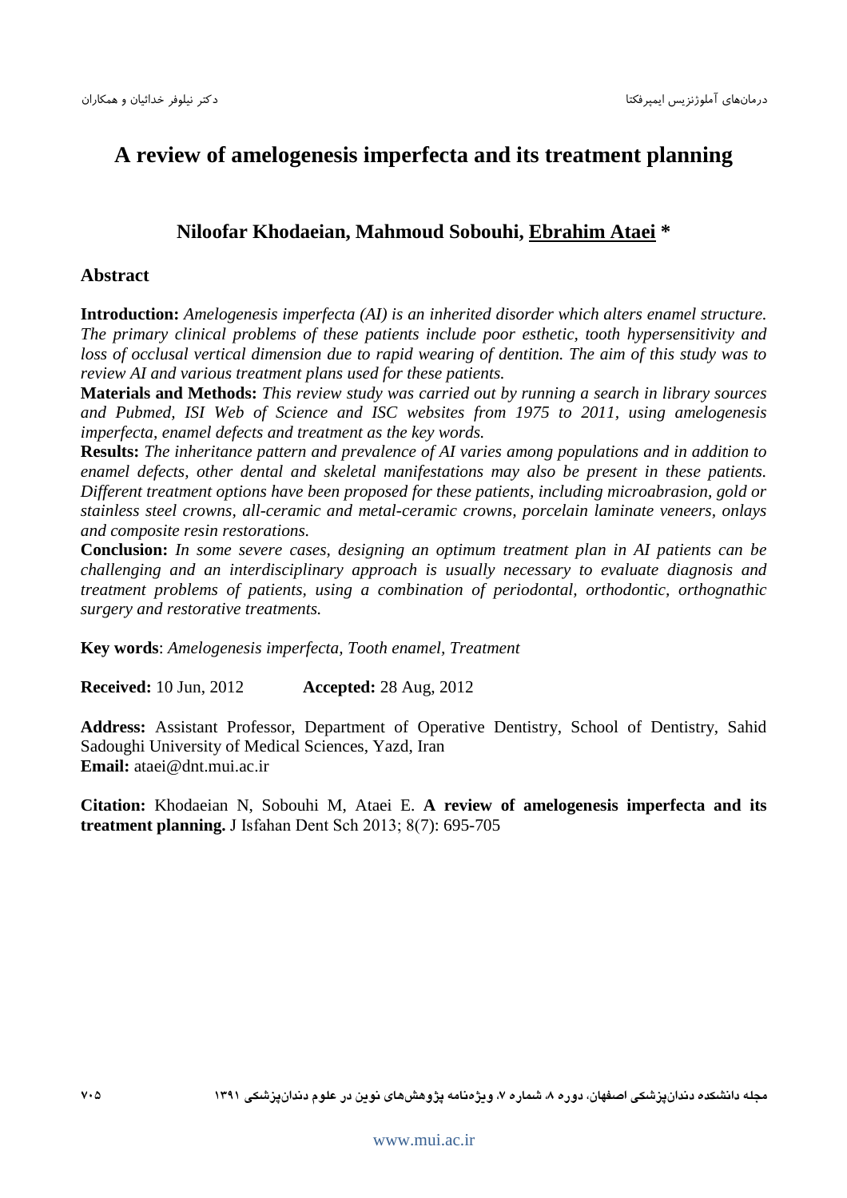# A review of amelogenesis imperfecta and its treatment planning

## Niloofar Khodaeian, Mahmoud Sobouhi, Ebrahim Ataei *

## Abstract

**Introduction:** *Amelogenesis imperfecta (AI) is an inherited disorder which alters enamel structure. The primary clinical problems of these patients include poor esthetic, tooth hypersensitivity and loss of occlusal vertical dimension due to rapid wearing of dentition. The aim of this study was to review AI and various treatment plans used for these patients.*

**Materials and Methods:** *This review study was carried out by running a search in library sources and Pubmed, ISI Web of Science and ISC websites from 1975 to 2011, using amelogenesis imperfecta, enamel defects and treatment as the key words.*

**Results:** *The inheritance pattern and prevalence of AI varies among populations and in addition to enamel defects, other dental and skeletal manifestations may also be present in these patients. Different treatment options have been proposed for these patients, including microabrasion, gold or stainless steel crowns, all-ceramic and metal-ceramic crowns, porcelain laminate veneers, onlays and composite resin restorations.*

**Conclusion:** *In some severe cases, designing an optimum treatment plan in AI patients can be challenging and an interdisciplinary approach is usually necessary to evaluate diagnosis and treatment problems of patients, using a combination of periodontal, orthodontic, orthognathic surgery and restorative treatments.*

**Key words**: *Amelogenesis imperfecta, Tooth enamel, Treatment*

**Received:** 10 Jun, 2012 **Accepted:** 28 Aug, 2012

**Address:** Assistant Professor, Department of Operative Dentistry, School of Dentistry, Sahid Sadoughi University of Medical Sciences, Yazd, Iran
**Email:** ataei@dnt.mui.ac.ir

**Citation:** Khodaeian N, Sobouhi M, Ataei E. **A review of amelogenesis imperfecta and its treatment planning.** J Isfahan Dent Sch 2013; 8(7): 695-705